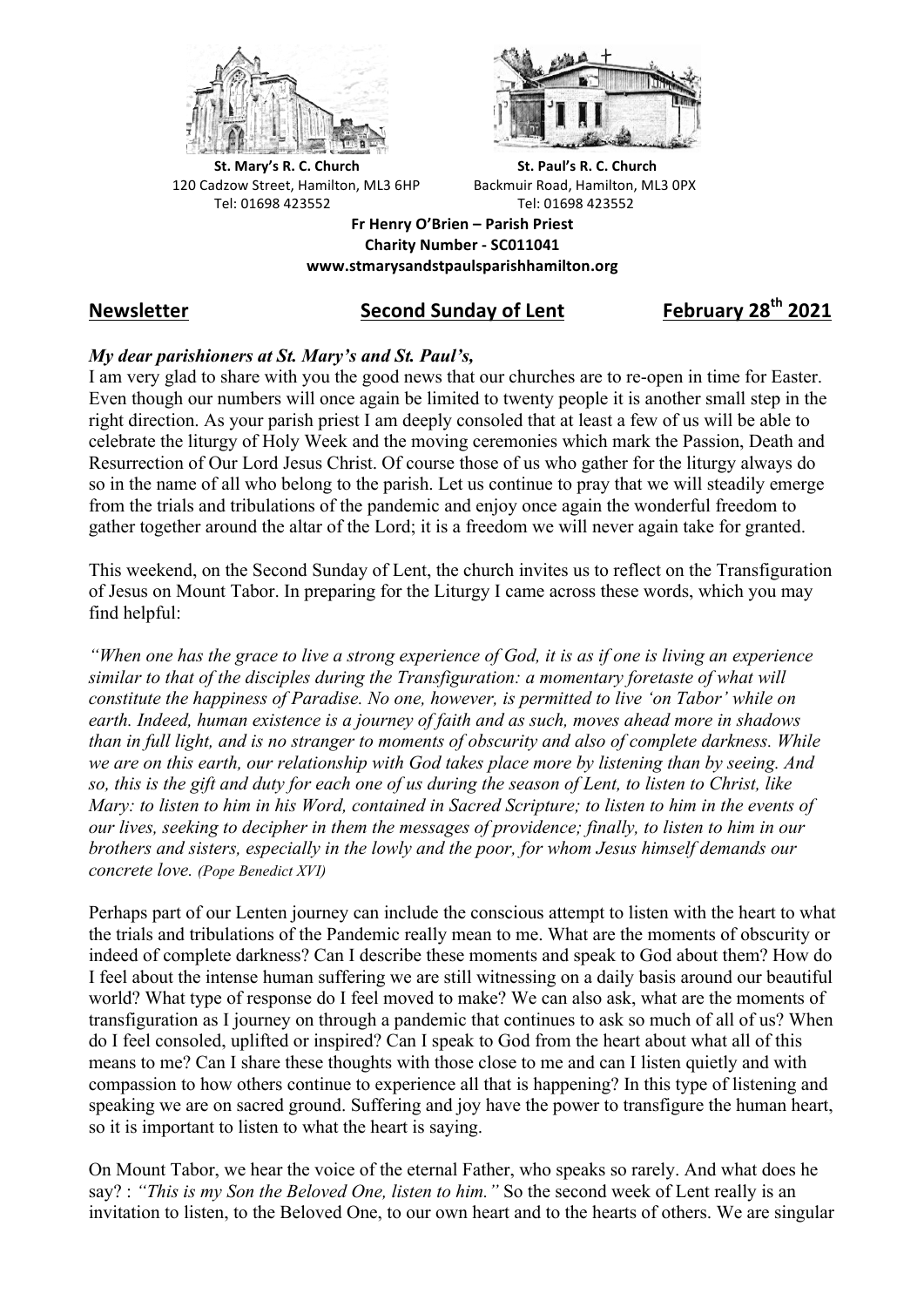**St. Mary's R. C. Church**
120 Cadzow Street, Hamilton, ML3 6HP
Tel: 01698 423552

**St. Paul's R. C. Church**
Backmuir Road, Hamilton, ML3 0PX
Tel: 01698 423552

**Fr Henry O'Brien – Parish Priest**
**Charity Number - SC011041**
**www.stmarysandstpaulsparishhamilton.org**

## Newsletter — Second Sunday of Lent — February 28th 2021

***My dear parishioners at St. Mary's and St. Paul's,***

I am very glad to share with you the good news that our churches are to re-open in time for Easter. Even though our numbers will once again be limited to twenty people it is another small step in the right direction. As your parish priest I am deeply consoled that at least a few of us will be able to celebrate the liturgy of Holy Week and the moving ceremonies which mark the Passion, Death and Resurrection of Our Lord Jesus Christ. Of course those of us who gather for the liturgy always do so in the name of all who belong to the parish. Let us continue to pray that we will steadily emerge from the trials and tribulations of the pandemic and enjoy once again the wonderful freedom to gather together around the altar of the Lord; it is a freedom we will never again take for granted.

This weekend, on the Second Sunday of Lent, the church invites us to reflect on the Transfiguration of Jesus on Mount Tabor. In preparing for the Liturgy I came across these words, which you may find helpful:

*"When one has the grace to live a strong experience of God, it is as if one is living an experience similar to that of the disciples during the Transfiguration: a momentary foretaste of what will constitute the happiness of Paradise. No one, however, is permitted to live 'on Tabor' while on earth. Indeed, human existence is a journey of faith and as such, moves ahead more in shadows than in full light, and is no stranger to moments of obscurity and also of complete darkness. While we are on this earth, our relationship with God takes place more by listening than by seeing. And so, this is the gift and duty for each one of us during the season of Lent, to listen to Christ, like Mary: to listen to him in his Word, contained in Sacred Scripture; to listen to him in the events of our lives, seeking to decipher in them the messages of providence; finally, to listen to him in our brothers and sisters, especially in the lowly and the poor, for whom Jesus himself demands our concrete love. (Pope Benedict XVI)*

Perhaps part of our Lenten journey can include the conscious attempt to listen with the heart to what the trials and tribulations of the Pandemic really mean to me. What are the moments of obscurity or indeed of complete darkness? Can I describe these moments and speak to God about them? How do I feel about the intense human suffering we are still witnessing on a daily basis around our beautiful world? What type of response do I feel moved to make? We can also ask, what are the moments of transfiguration as I journey on through a pandemic that continues to ask so much of all of us? When do I feel consoled, uplifted or inspired? Can I speak to God from the heart about what all of this means to me? Can I share these thoughts with those close to me and can I listen quietly and with compassion to how others continue to experience all that is happening? In this type of listening and speaking we are on sacred ground. Suffering and joy have the power to transfigure the human heart, so it is important to listen to what the heart is saying.

On Mount Tabor, we hear the voice of the eternal Father, who speaks so rarely. And what does he say? : *"This is my Son the Beloved One, listen to him."* So the second week of Lent really is an invitation to listen, to the Beloved One, to our own heart and to the hearts of others. We are singular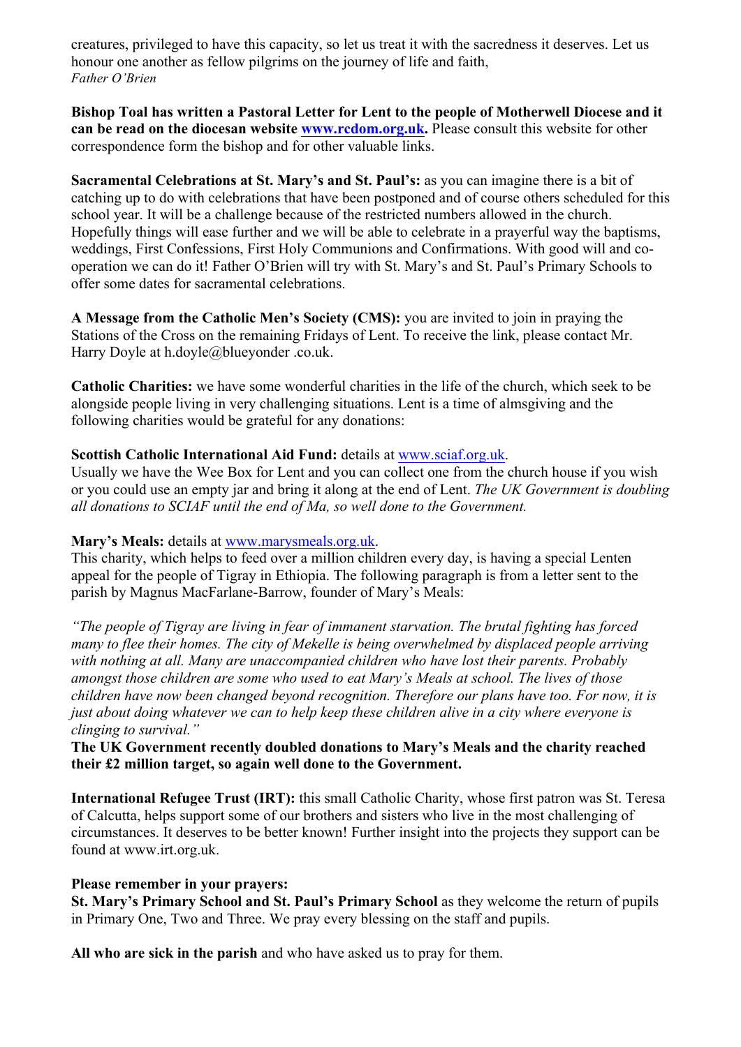creatures, privileged to have this capacity, so let us treat it with the sacredness it deserves. Let us honour one another as fellow pilgrims on the journey of life and faith,
*Father O'Brien*

**Bishop Toal has written a Pastoral Letter for Lent to the people of Motherwell Diocese and it can be read on the diocesan website www.rcdom.org.uk.** Please consult this website for other correspondence form the bishop and for other valuable links.

**Sacramental Celebrations at St. Mary's and St. Paul's:** as you can imagine there is a bit of catching up to do with celebrations that have been postponed and of course others scheduled for this school year. It will be a challenge because of the restricted numbers allowed in the church. Hopefully things will ease further and we will be able to celebrate in a prayerful way the baptisms, weddings, First Confessions, First Holy Communions and Confirmations. With good will and co-operation we can do it! Father O'Brien will try with St. Mary's and St. Paul's Primary Schools to offer some dates for sacramental celebrations.

**A Message from the Catholic Men's Society (CMS):** you are invited to join in praying the Stations of the Cross on the remaining Fridays of Lent. To receive the link, please contact Mr. Harry Doyle at h.doyle@blueyonder .co.uk.

**Catholic Charities:** we have some wonderful charities in the life of the church, which seek to be alongside people living in very challenging situations. Lent is a time of almsgiving and the following charities would be grateful for any donations:

**Scottish Catholic International Aid Fund:** details at www.sciaf.org.uk.
Usually we have the Wee Box for Lent and you can collect one from the church house if you wish or you could use an empty jar and bring it along at the end of Lent. *The UK Government is doubling all donations to SCIAF until the end of Ma, so well done to the Government.*

**Mary's Meals:** details at www.marysmeals.org.uk.
This charity, which helps to feed over a million children every day, is having a special Lenten appeal for the people of Tigray in Ethiopia. The following paragraph is from a letter sent to the parish by Magnus MacFarlane-Barrow, founder of Mary's Meals:

*"The people of Tigray are living in fear of immanent starvation. The brutal fighting has forced many to flee their homes. The city of Mekelle is being overwhelmed by displaced people arriving with nothing at all. Many are unaccompanied children who have lost their parents. Probably amongst those children are some who used to eat Mary's Meals at school. The lives of those children have now been changed beyond recognition. Therefore our plans have too. For now, it is just about doing whatever we can to help keep these children alive in a city where everyone is clinging to survival."*

**The UK Government recently doubled donations to Mary's Meals and the charity reached their £2 million target, so again well done to the Government.**

**International Refugee Trust (IRT):** this small Catholic Charity, whose first patron was St. Teresa of Calcutta, helps support some of our brothers and sisters who live in the most challenging of circumstances. It deserves to be better known! Further insight into the projects they support can be found at www.irt.org.uk.

**Please remember in your prayers:**

**St. Mary's Primary School and St. Paul's Primary School** as they welcome the return of pupils in Primary One, Two and Three. We pray every blessing on the staff and pupils.

**All who are sick in the parish** and who have asked us to pray for them.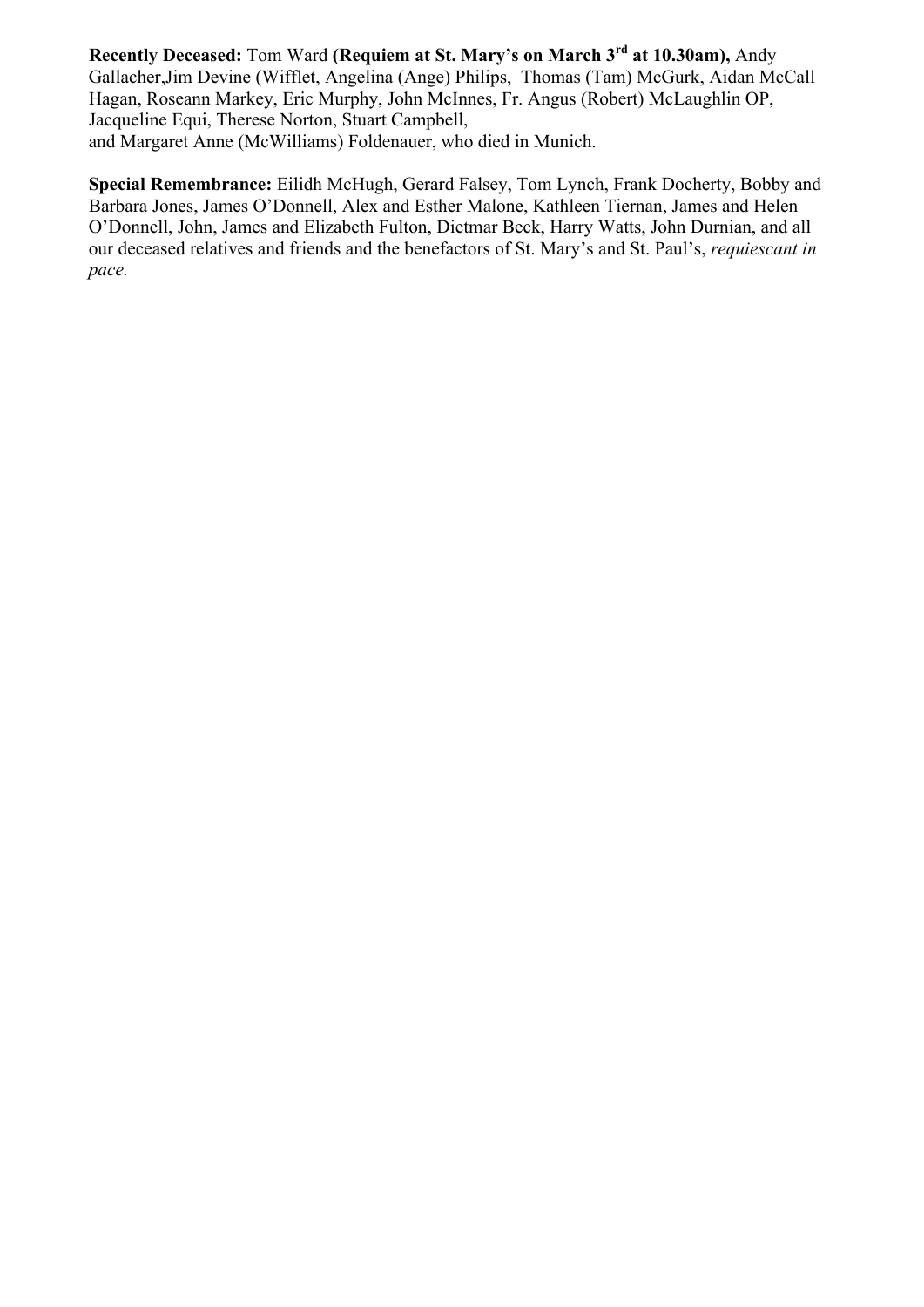**Recently Deceased:** Tom Ward **(Requiem at St. Mary's on March 3rd at 10.30am),** Andy Gallacher,Jim Devine (Wifflet, Angelina (Ange) Philips, Thomas (Tam) McGurk, Aidan McCall Hagan, Roseann Markey, Eric Murphy, John McInnes, Fr. Angus (Robert) McLaughlin OP, Jacqueline Equi, Therese Norton, Stuart Campbell,
and Margaret Anne (McWilliams) Foldenauer, who died in Munich.

**Special Remembrance:** Eilidh McHugh, Gerard Falsey, Tom Lynch, Frank Docherty, Bobby and Barbara Jones, James O'Donnell, Alex and Esther Malone, Kathleen Tiernan, James and Helen O'Donnell, John, James and Elizabeth Fulton, Dietmar Beck, Harry Watts, John Durnian, and all our deceased relatives and friends and the benefactors of St. Mary's and St. Paul's, *requiescant in pace.*